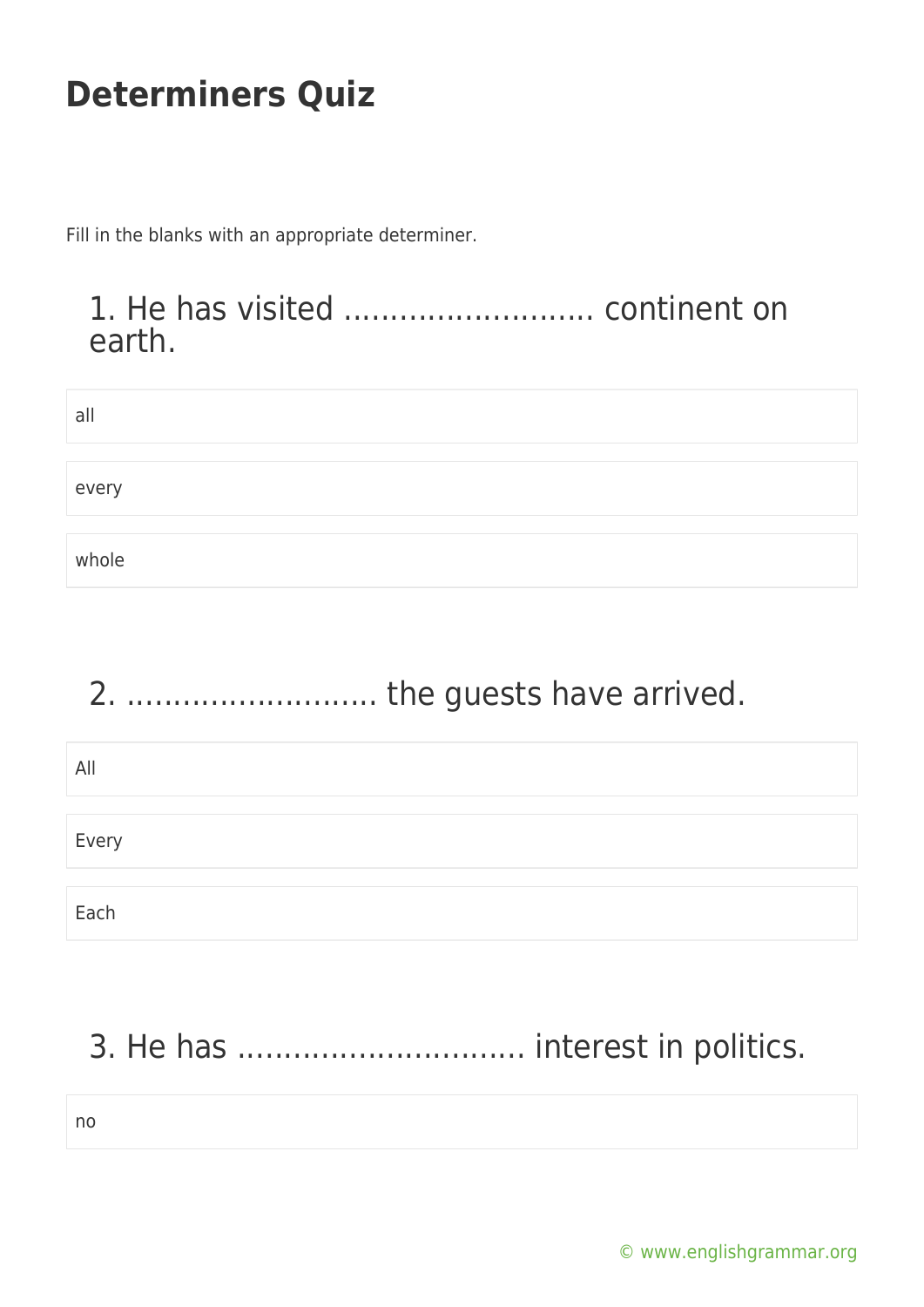# Determiners Quiz

Fill in the blanks with an appropriate determiner.

## 1. He has visited ……………………… continent on earth.

- all
- every
- whole

## 2. ……………………… the guests have arrived.

- All
- Every
- Each

## 3. He has ………………………… interest in politics.

- no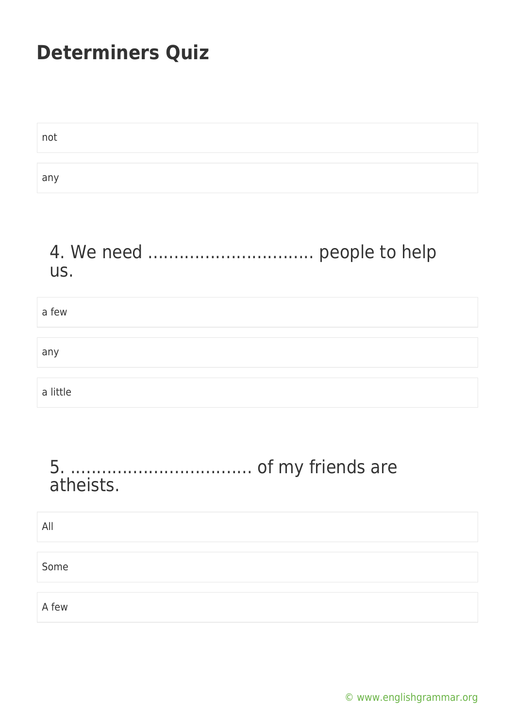# Determiners Quiz

not

any

## 4. We need ................................ people to help us.

a few

any

a little

## 5. ................................... of my friends are atheists.

All

Some

A few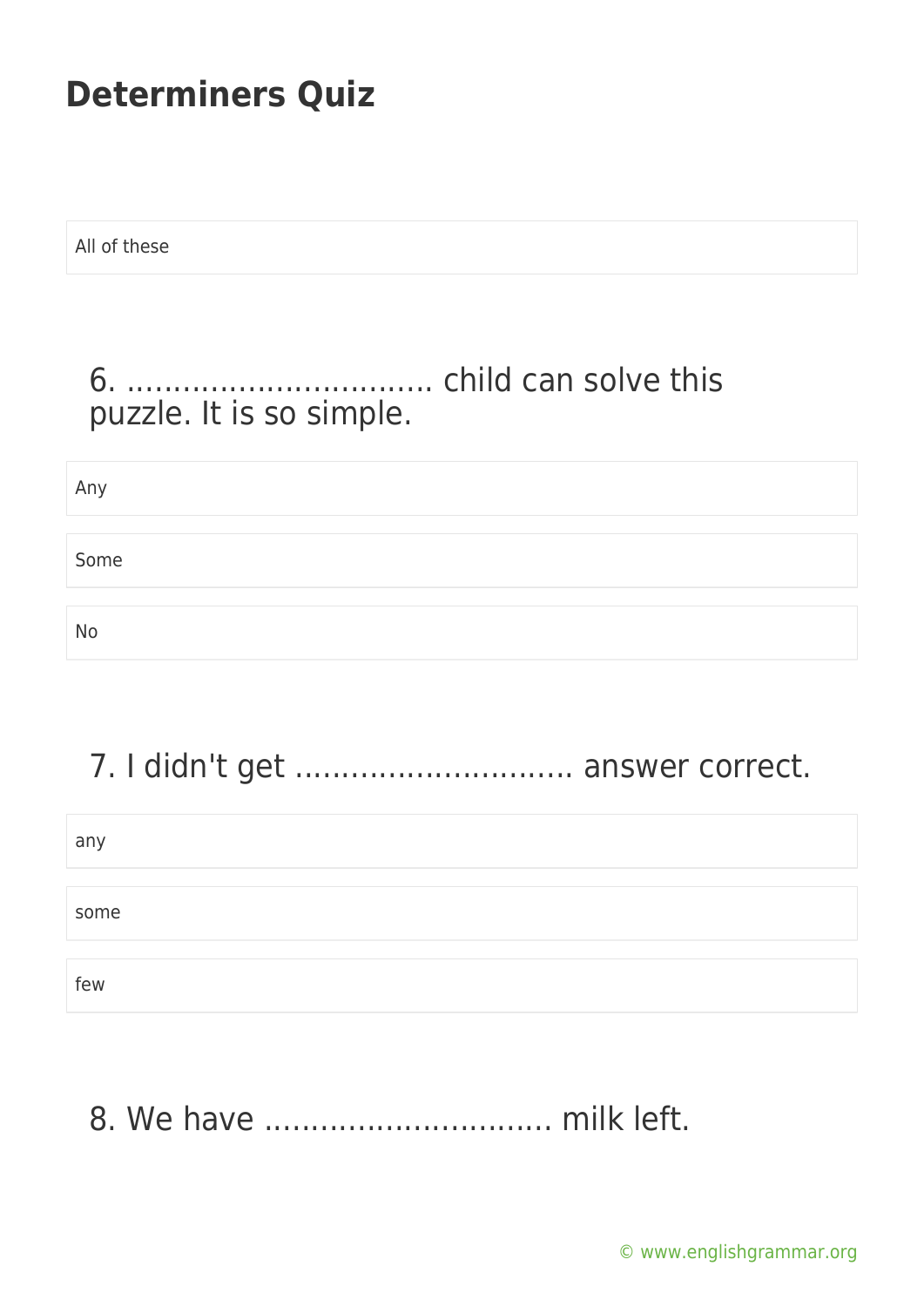All of these

6. ................................ child can solve this puzzle. It is so simple.

Any

Some

No

7. I didn't get ............................. answer correct.

any

some

few

8. We have .............................. milk left.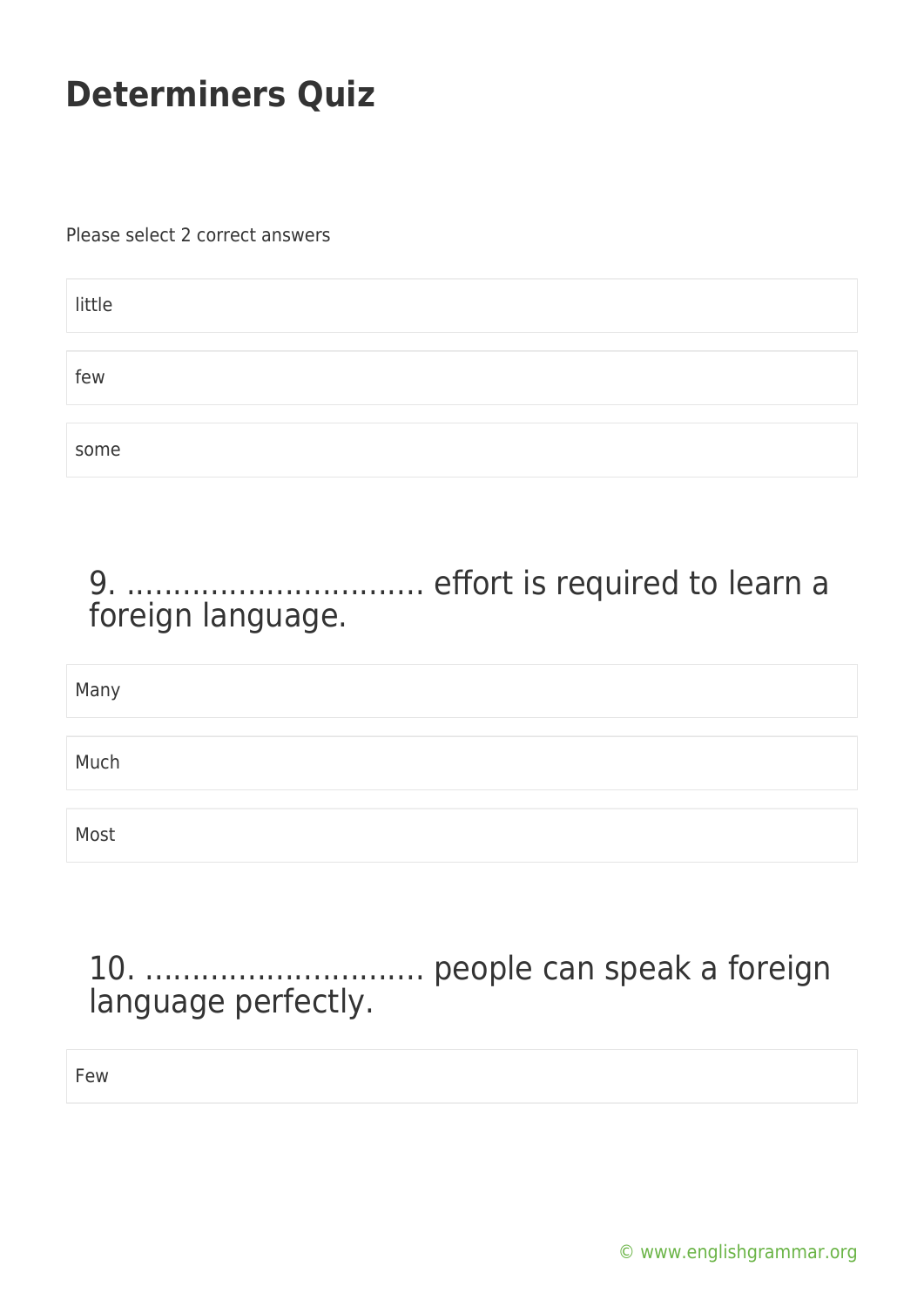# Determiners Quiz

Please select 2 correct answers

- little
- few
- some

## 9. ............................... effort is required to learn a foreign language.

- Many
- Much
- Most

## 10. .............................. people can speak a foreign language perfectly.

- Few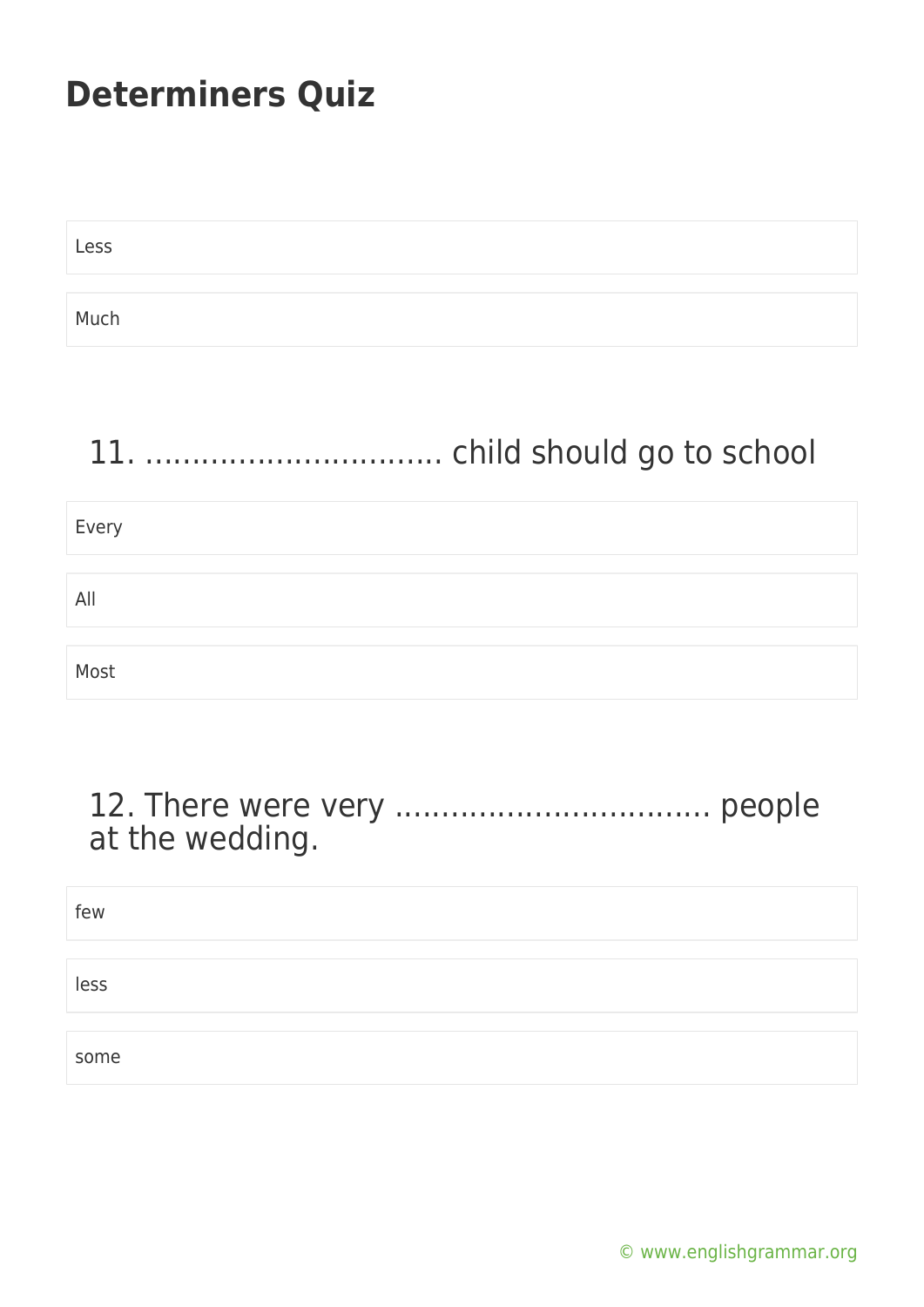# Determiners Quiz

Less

Much

## 11. ……………………………. child should go to school

Every

All

Most

## 12. There were very ……………………………… people at the wedding.

few

less

some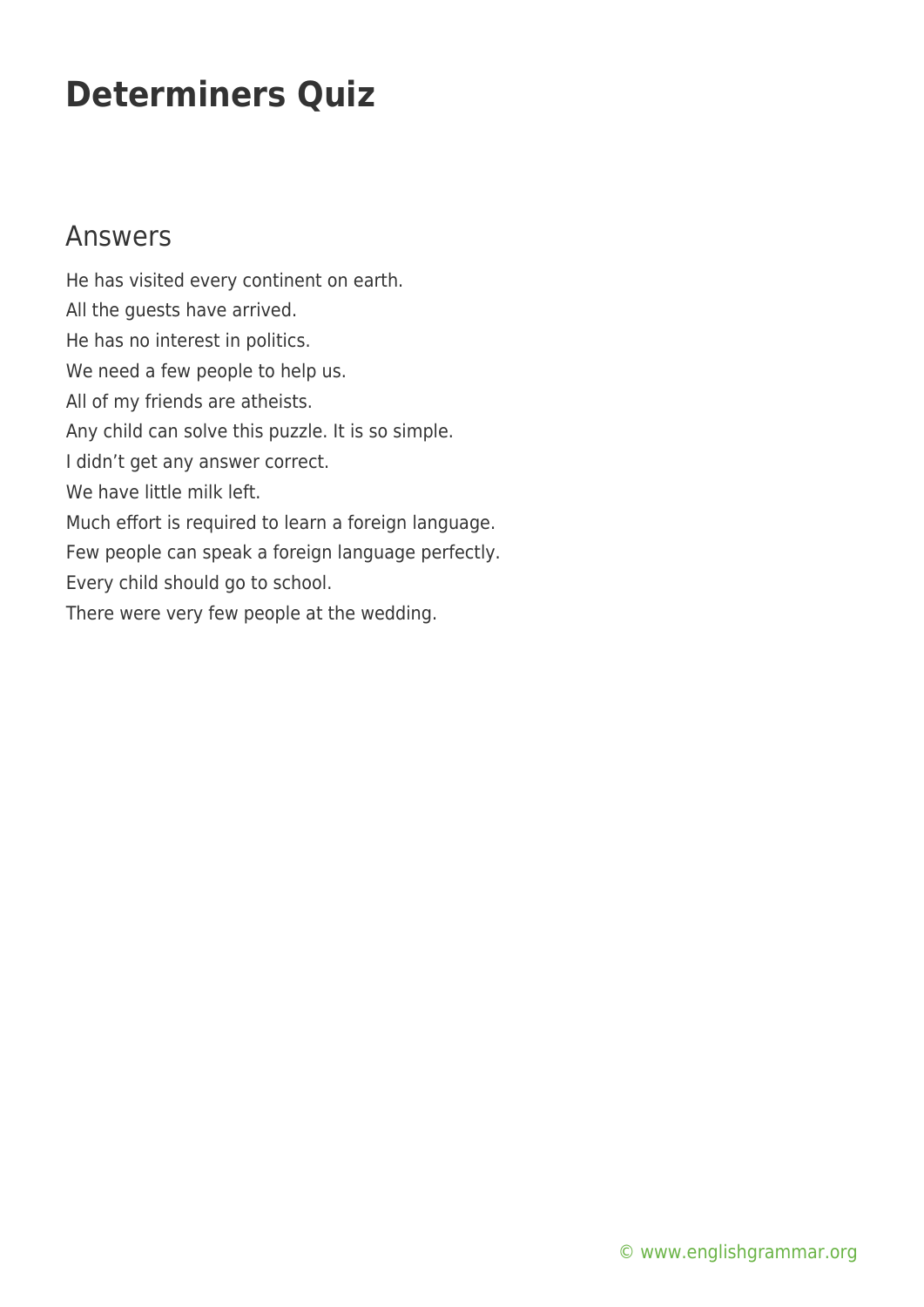# Determiners Quiz

## Answers

He has visited every continent on earth.
All the guests have arrived.
He has no interest in politics.
We need a few people to help us.
All of my friends are atheists.
Any child can solve this puzzle. It is so simple.
I didn't get any answer correct.
We have little milk left.
Much effort is required to learn a foreign language.
Few people can speak a foreign language perfectly.
Every child should go to school.
There were very few people at the wedding.